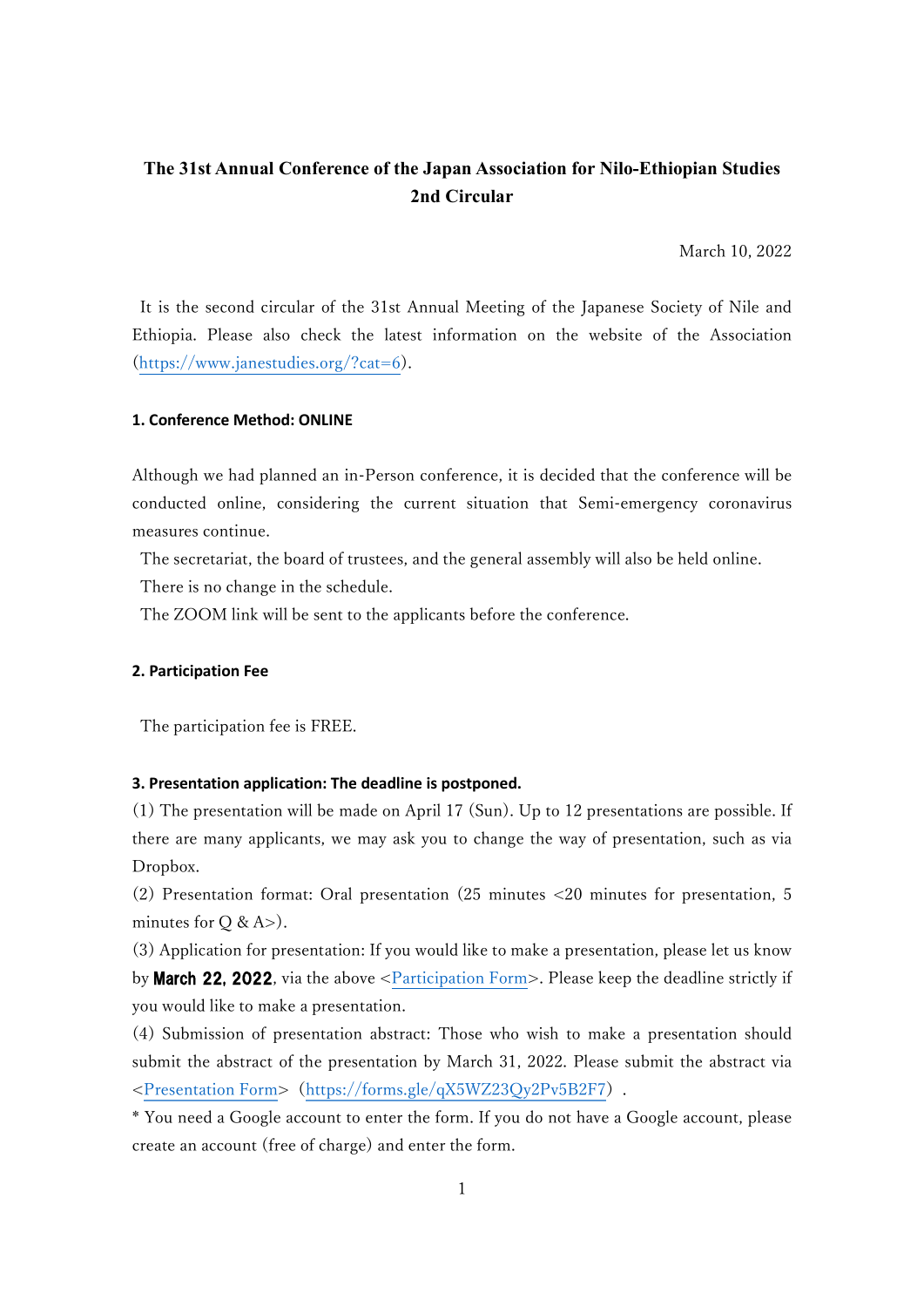# The 31st Annual Conference of the Japan Association for Nilo-Ethiopian Studies
## 2nd Circular

March 10, 2022

It is the second circular of the 31st Annual Meeting of the Japanese Society of Nile and Ethiopia. Please also check the latest information on the website of the Association (https://www.janestudies.org/?cat=6).

### 1. Conference Method: ONLINE

Although we had planned an in-Person conference, it is decided that the conference will be conducted online, considering the current situation that Semi-emergency coronavirus measures continue.

The secretariat, the board of trustees, and the general assembly will also be held online.

There is no change in the schedule.

The ZOOM link will be sent to the applicants before the conference.

### 2. Participation Fee

The participation fee is FREE.

### 3. Presentation application: The deadline is postponed.

(1) The presentation will be made on April 17 (Sun). Up to 12 presentations are possible. If there are many applicants, we may ask you to change the way of presentation, such as via Dropbox.

(2) Presentation format: Oral presentation (25 minutes <20 minutes for presentation, 5 minutes for Q & A>).

(3) Application for presentation: If you would like to make a presentation, please let us know by **March 22, 2022**, via the above <Participation Form>. Please keep the deadline strictly if you would like to make a presentation.

(4) Submission of presentation abstract: Those who wish to make a presentation should submit the abstract of the presentation by March 31, 2022. Please submit the abstract via <Presentation Form> (https://forms.gle/qX5WZ23Qy2Pv5B2F7) .

* You need a Google account to enter the form. If you do not have a Google account, please create an account (free of charge) and enter the form.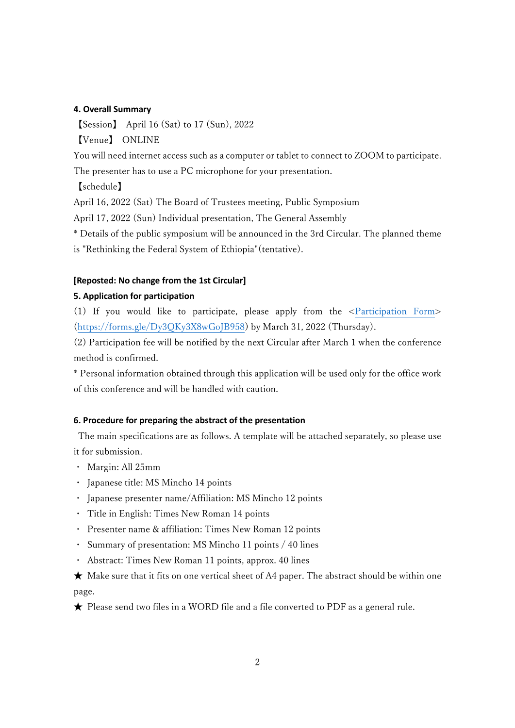### 4. Overall Summary

【Session】 April 16 (Sat) to 17 (Sun), 2022

【Venue】 ONLINE

You will need internet access such as a computer or tablet to connect to ZOOM to participate. The presenter has to use a PC microphone for your presentation.

【schedule】

April 16, 2022 (Sat) The Board of Trustees meeting, Public Symposium

April 17, 2022 (Sun) Individual presentation, The General Assembly

* Details of the public symposium will be announced in the 3rd Circular. The planned theme is "Rethinking the Federal System of Ethiopia"(tentative).

**[Reposted: No change from the 1st Circular]**

### 5. Application for participation

(1) If you would like to participate, please apply from the <Participation Form> (https://forms.gle/Dy3QKy3X8wGoJB958) by March 31, 2022 (Thursday).

(2) Participation fee will be notified by the next Circular after March 1 when the conference method is confirmed.

* Personal information obtained through this application will be used only for the office work of this conference and will be handled with caution.

### 6. Procedure for preparing the abstract of the presentation

The main specifications are as follows. A template will be attached separately, so please use it for submission.

- Margin: All 25mm
- Japanese title: MS Mincho 14 points
- Japanese presenter name/Affiliation: MS Mincho 12 points
- Title in English: Times New Roman 14 points
- Presenter name & affiliation: Times New Roman 12 points
- Summary of presentation: MS Mincho 11 points / 40 lines
- Abstract: Times New Roman 11 points, approx. 40 lines

★ Make sure that it fits on one vertical sheet of A4 paper. The abstract should be within one page.

★ Please send two files in a WORD file and a file converted to PDF as a general rule.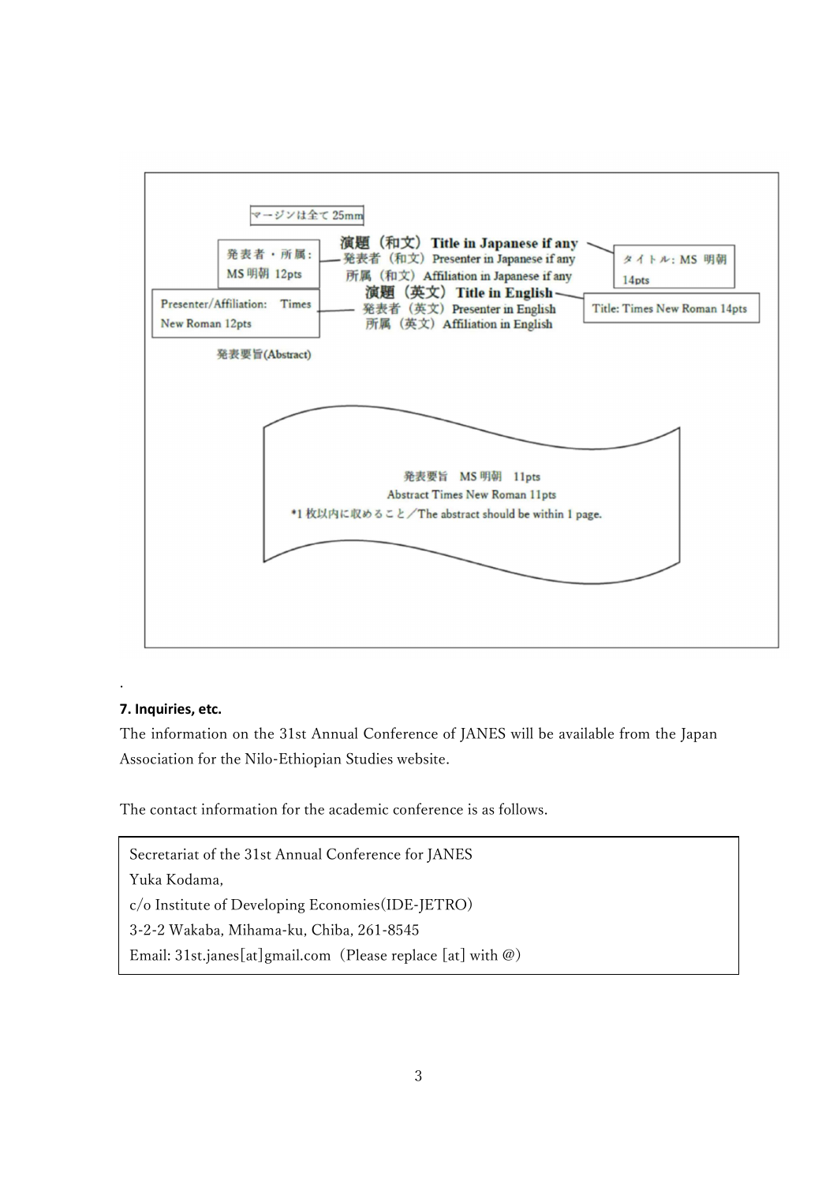マージンは全て25mm

発表者・所属：MS明朝 12pts

演題（和文）Title in Japanese if any

発表者（和文）Presenter in Japanese if any

所属（和文）Affiliation in Japanese if any

タイトル：MS 明朝 14pts

Presenter/Affiliation: Times New Roman 12pts

演題（英文）Title in English

発表者（英文）Presenter in English

所属（英文）Affiliation in English

Title: Times New Roman 14pts

発表要旨(Abstract)

発表要旨 MS明朝 11pts

Abstract Times New Roman 11pts

*1枚以内に収めること／The abstract should be within 1 page.

.

**7. Inquiries, etc.**

The information on the 31st Annual Conference of JANES will be available from the Japan Association for the Nilo-Ethiopian Studies website.

The contact information for the academic conference is as follows.

| |
|---|
| Secretariat of the 31st Annual Conference for JANES<br>Yuka Kodama,<br>c/o Institute of Developing Economies(IDE-JETRO)<br>3-2-2 Wakaba, Mihama-ku, Chiba, 261-8545<br>Email: 31st.janes[at]gmail.com（Please replace [at] with @） |